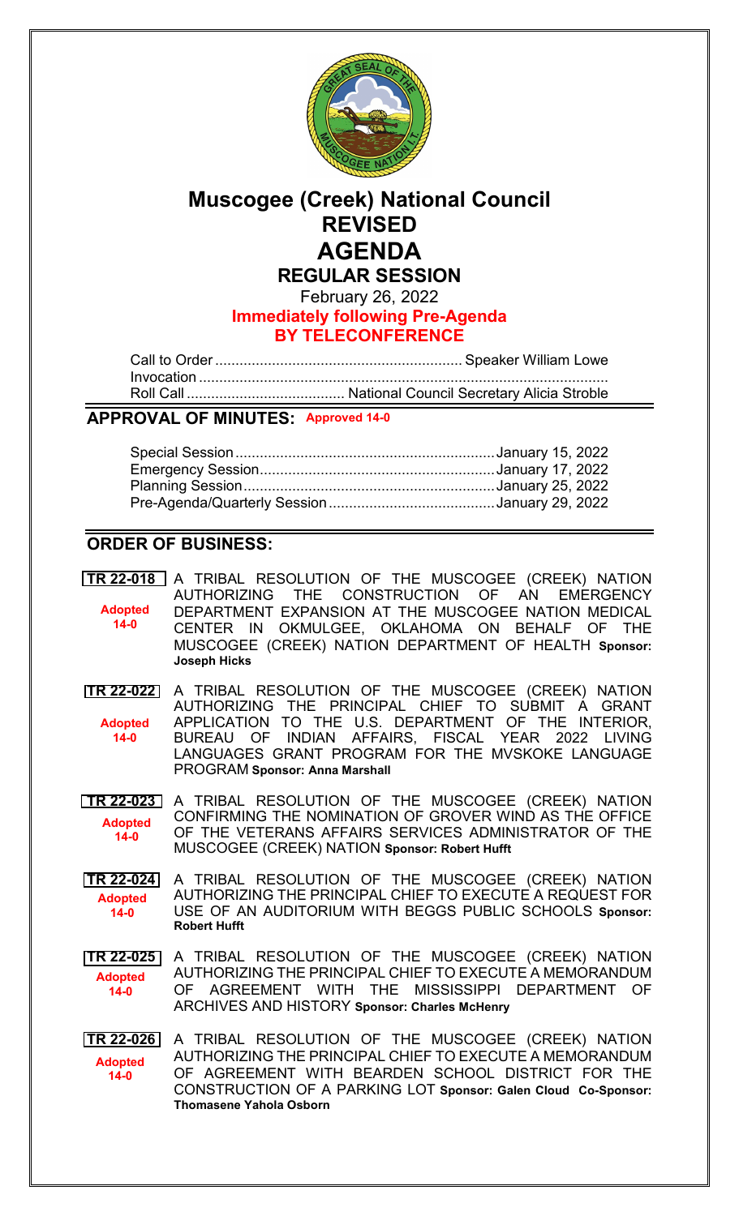# Muscogee (Creek) National Council
# REVISED
# AGENDA
## REGULAR SESSION

February 26, 2022

**Immediately following Pre-Agenda**

**BY TELECONFERENCE**

Call to Order ............................................................ Speaker William Lowe
Invocation ....................................................................................................
Roll Call ....................................... National Council Secretary Alicia Stroble

## APPROVAL OF MINUTES: Approved 14-0

Special Session ................................................................January 15, 2022
Emergency Session..........................................................January 17, 2022
Planning Session..............................................................January 25, 2022
Pre-Agenda/Quarterly Session .........................................January 29, 2022

## ORDER OF BUSINESS:

**TR 22-018** (Adopted 14-0) A TRIBAL RESOLUTION OF THE MUSCOGEE (CREEK) NATION AUTHORIZING THE CONSTRUCTION OF AN EMERGENCY DEPARTMENT EXPANSION AT THE MUSCOGEE NATION MEDICAL CENTER IN OKMULGEE, OKLAHOMA ON BEHALF OF THE MUSCOGEE (CREEK) NATION DEPARTMENT OF HEALTH **Sponsor: Joseph Hicks**

**TR 22-022** (Adopted 14-0) A TRIBAL RESOLUTION OF THE MUSCOGEE (CREEK) NATION AUTHORIZING THE PRINCIPAL CHIEF TO SUBMIT A GRANT APPLICATION TO THE U.S. DEPARTMENT OF THE INTERIOR, BUREAU OF INDIAN AFFAIRS, FISCAL YEAR 2022 LIVING LANGUAGES GRANT PROGRAM FOR THE MVSKOKE LANGUAGE PROGRAM **Sponsor: Anna Marshall**

**TR 22-023** (Adopted 14-0) A TRIBAL RESOLUTION OF THE MUSCOGEE (CREEK) NATION CONFIRMING THE NOMINATION OF GROVER WIND AS THE OFFICE OF THE VETERANS AFFAIRS SERVICES ADMINISTRATOR OF THE MUSCOGEE (CREEK) NATION **Sponsor: Robert Hufft**

**TR 22-024** (Adopted 14-0) A TRIBAL RESOLUTION OF THE MUSCOGEE (CREEK) NATION AUTHORIZING THE PRINCIPAL CHIEF TO EXECUTE A REQUEST FOR USE OF AN AUDITORIUM WITH BEGGS PUBLIC SCHOOLS **Sponsor: Robert Hufft**

**TR 22-025** (Adopted 14-0) A TRIBAL RESOLUTION OF THE MUSCOGEE (CREEK) NATION AUTHORIZING THE PRINCIPAL CHIEF TO EXECUTE A MEMORANDUM OF AGREEMENT WITH THE MISSISSIPPI DEPARTMENT OF ARCHIVES AND HISTORY **Sponsor: Charles McHenry**

**TR 22-026** (Adopted 14-0) A TRIBAL RESOLUTION OF THE MUSCOGEE (CREEK) NATION AUTHORIZING THE PRINCIPAL CHIEF TO EXECUTE A MEMORANDUM OF AGREEMENT WITH BEARDEN SCHOOL DISTRICT FOR THE CONSTRUCTION OF A PARKING LOT **Sponsor: Galen Cloud Co-Sponsor: Thomasene Yahola Osborn**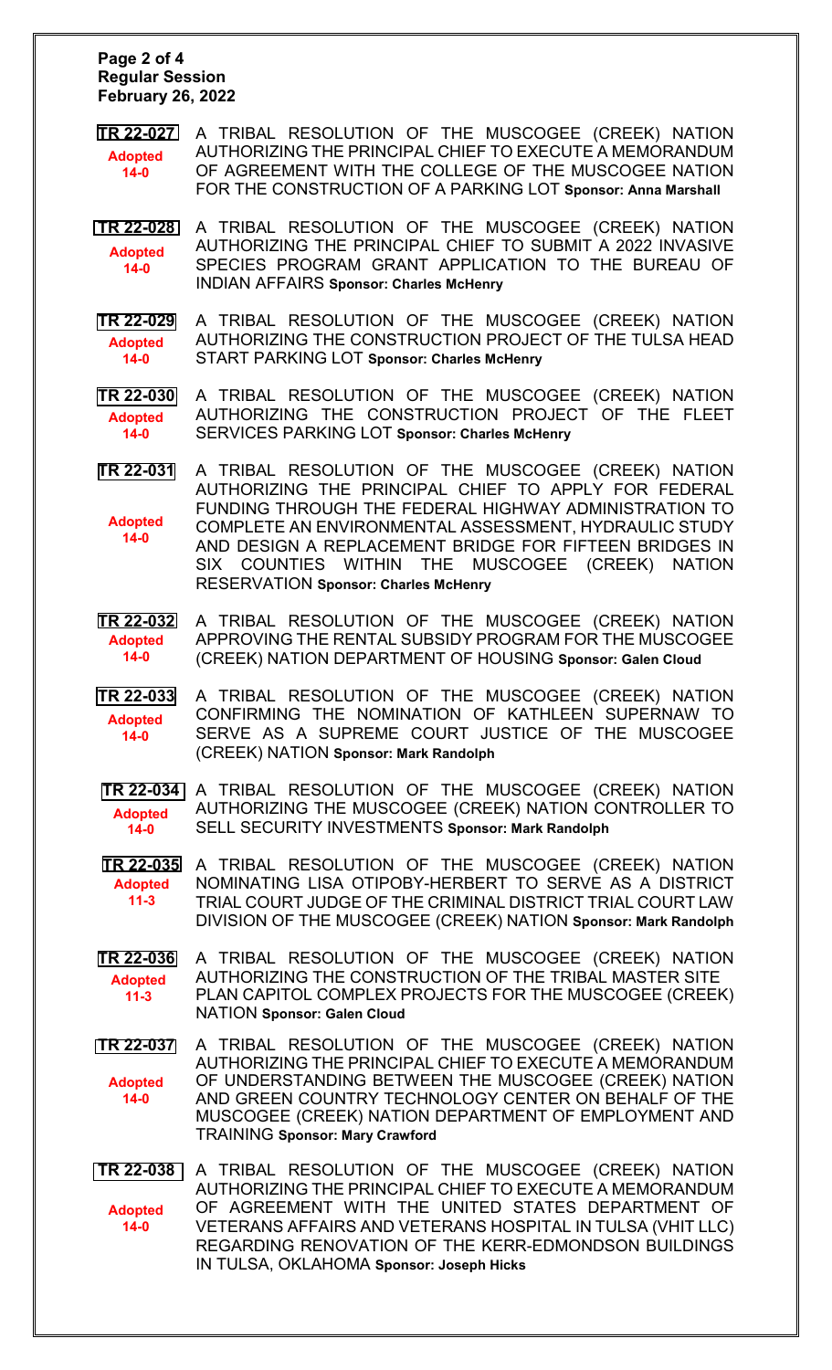**Regular Session**
**February 26, 2022**

| Resolution | Vote | Description |
| --- | --- | --- |
| TR 22-027 | Adopted 14-0 | A TRIBAL RESOLUTION OF THE MUSCOGEE (CREEK) NATION AUTHORIZING THE PRINCIPAL CHIEF TO EXECUTE A MEMORANDUM OF AGREEMENT WITH THE COLLEGE OF THE MUSCOGEE NATION FOR THE CONSTRUCTION OF A PARKING LOT **Sponsor: Anna Marshall** |
| TR 22-028 | Adopted 14-0 | A TRIBAL RESOLUTION OF THE MUSCOGEE (CREEK) NATION AUTHORIZING THE PRINCIPAL CHIEF TO SUBMIT A 2022 INVASIVE SPECIES PROGRAM GRANT APPLICATION TO THE BUREAU OF INDIAN AFFAIRS **Sponsor: Charles McHenry** |
| TR 22-029 | Adopted 14-0 | A TRIBAL RESOLUTION OF THE MUSCOGEE (CREEK) NATION AUTHORIZING THE CONSTRUCTION PROJECT OF THE TULSA HEAD START PARKING LOT **Sponsor: Charles McHenry** |
| TR 22-030 | Adopted 14-0 | A TRIBAL RESOLUTION OF THE MUSCOGEE (CREEK) NATION AUTHORIZING THE CONSTRUCTION PROJECT OF THE FLEET SERVICES PARKING LOT **Sponsor: Charles McHenry** |
| TR 22-031 | Adopted 14-0 | A TRIBAL RESOLUTION OF THE MUSCOGEE (CREEK) NATION AUTHORIZING THE PRINCIPAL CHIEF TO APPLY FOR FEDERAL FUNDING THROUGH THE FEDERAL HIGHWAY ADMINISTRATION TO COMPLETE AN ENVIRONMENTAL ASSESSMENT, HYDRAULIC STUDY AND DESIGN A REPLACEMENT BRIDGE FOR FIFTEEN BRIDGES IN SIX COUNTIES WITHIN THE MUSCOGEE (CREEK) NATION RESERVATION **Sponsor: Charles McHenry** |
| TR 22-032 | Adopted 14-0 | A TRIBAL RESOLUTION OF THE MUSCOGEE (CREEK) NATION APPROVING THE RENTAL SUBSIDY PROGRAM FOR THE MUSCOGEE (CREEK) NATION DEPARTMENT OF HOUSING **Sponsor: Galen Cloud** |
| TR 22-033 | Adopted 14-0 | A TRIBAL RESOLUTION OF THE MUSCOGEE (CREEK) NATION CONFIRMING THE NOMINATION OF KATHLEEN SUPERNAW TO SERVE AS A SUPREME COURT JUSTICE OF THE MUSCOGEE (CREEK) NATION **Sponsor: Mark Randolph** |
| TR 22-034 | Adopted 14-0 | A TRIBAL RESOLUTION OF THE MUSCOGEE (CREEK) NATION AUTHORIZING THE MUSCOGEE (CREEK) NATION CONTROLLER TO SELL SECURITY INVESTMENTS **Sponsor: Mark Randolph** |
| TR 22-035 | Adopted 11-3 | A TRIBAL RESOLUTION OF THE MUSCOGEE (CREEK) NATION NOMINATING LISA OTIPOBY-HERBERT TO SERVE AS A DISTRICT TRIAL COURT JUDGE OF THE CRIMINAL DISTRICT TRIAL COURT LAW DIVISION OF THE MUSCOGEE (CREEK) NATION **Sponsor: Mark Randolph** |
| TR 22-036 | Adopted 11-3 | A TRIBAL RESOLUTION OF THE MUSCOGEE (CREEK) NATION AUTHORIZING THE CONSTRUCTION OF THE TRIBAL MASTER SITE PLAN CAPITOL COMPLEX PROJECTS FOR THE MUSCOGEE (CREEK) NATION **Sponsor: Galen Cloud** |
| TR 22-037 | Adopted 14-0 | A TRIBAL RESOLUTION OF THE MUSCOGEE (CREEK) NATION AUTHORIZING THE PRINCIPAL CHIEF TO EXECUTE A MEMORANDUM OF UNDERSTANDING BETWEEN THE MUSCOGEE (CREEK) NATION AND GREEN COUNTRY TECHNOLOGY CENTER ON BEHALF OF THE MUSCOGEE (CREEK) NATION DEPARTMENT OF EMPLOYMENT AND TRAINING **Sponsor: Mary Crawford** |
| TR 22-038 | Adopted 14-0 | A TRIBAL RESOLUTION OF THE MUSCOGEE (CREEK) NATION AUTHORIZING THE PRINCIPAL CHIEF TO EXECUTE A MEMORANDUM OF AGREEMENT WITH THE UNITED STATES DEPARTMENT OF VETERANS AFFAIRS AND VETERANS HOSPITAL IN TULSA (VHIT LLC) REGARDING RENOVATION OF THE KERR-EDMONDSON BUILDINGS IN TULSA, OKLAHOMA **Sponsor: Joseph Hicks** |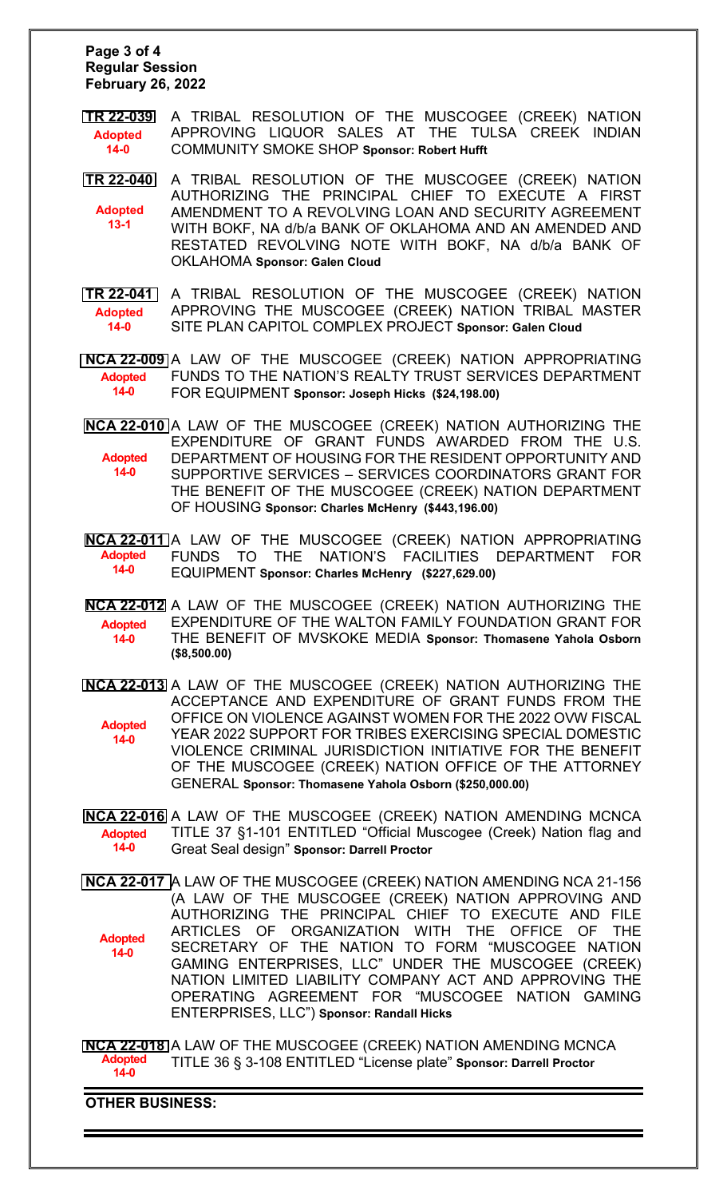**TR 22-039** — **Adopted 14-0**
A TRIBAL RESOLUTION OF THE MUSCOGEE (CREEK) NATION APPROVING LIQUOR SALES AT THE TULSA CREEK INDIAN COMMUNITY SMOKE SHOP **Sponsor: Robert Hufft**

**TR 22-040** — **Adopted 13-1**
A TRIBAL RESOLUTION OF THE MUSCOGEE (CREEK) NATION AUTHORIZING THE PRINCIPAL CHIEF TO EXECUTE A FIRST AMENDMENT TO A REVOLVING LOAN AND SECURITY AGREEMENT WITH BOKF, NA d/b/a BANK OF OKLAHOMA AND AN AMENDED AND RESTATED REVOLVING NOTE WITH BOKF, NA d/b/a BANK OF OKLAHOMA **Sponsor: Galen Cloud**

**TR 22-041** — **Adopted 14-0**
A TRIBAL RESOLUTION OF THE MUSCOGEE (CREEK) NATION APPROVING THE MUSCOGEE (CREEK) NATION TRIBAL MASTER SITE PLAN CAPITOL COMPLEX PROJECT **Sponsor: Galen Cloud**

**NCA 22-009** — **Adopted 14-0**
A LAW OF THE MUSCOGEE (CREEK) NATION APPROPRIATING FUNDS TO THE NATION'S REALTY TRUST SERVICES DEPARTMENT FOR EQUIPMENT **Sponsor: Joseph Hicks ($24,198.00)**

**NCA 22-010** — **Adopted 14-0**
A LAW OF THE MUSCOGEE (CREEK) NATION AUTHORIZING THE EXPENDITURE OF GRANT FUNDS AWARDED FROM THE U.S. DEPARTMENT OF HOUSING FOR THE RESIDENT OPPORTUNITY AND SUPPORTIVE SERVICES – SERVICES COORDINATORS GRANT FOR THE BENEFIT OF THE MUSCOGEE (CREEK) NATION DEPARTMENT OF HOUSING **Sponsor: Charles McHenry ($443,196.00)**

**NCA 22-011** — **Adopted 14-0**
A LAW OF THE MUSCOGEE (CREEK) NATION APPROPRIATING FUNDS TO THE NATION'S FACILITIES DEPARTMENT FOR EQUIPMENT **Sponsor: Charles McHenry ($227,629.00)**

**NCA 22-012** — **Adopted 14-0**
A LAW OF THE MUSCOGEE (CREEK) NATION AUTHORIZING THE EXPENDITURE OF THE WALTON FAMILY FOUNDATION GRANT FOR THE BENEFIT OF MVSKOKE MEDIA **Sponsor: Thomasene Yahola Osborn ($8,500.00)**

**NCA 22-013** — **Adopted 14-0**
A LAW OF THE MUSCOGEE (CREEK) NATION AUTHORIZING THE ACCEPTANCE AND EXPENDITURE OF GRANT FUNDS FROM THE OFFICE ON VIOLENCE AGAINST WOMEN FOR THE 2022 OVW FISCAL YEAR 2022 SUPPORT FOR TRIBES EXERCISING SPECIAL DOMESTIC VIOLENCE CRIMINAL JURISDICTION INITIATIVE FOR THE BENEFIT OF THE MUSCOGEE (CREEK) NATION OFFICE OF THE ATTORNEY GENERAL **Sponsor: Thomasene Yahola Osborn ($250,000.00)**

**NCA 22-016** — **Adopted 14-0**
A LAW OF THE MUSCOGEE (CREEK) NATION AMENDING MCNCA TITLE 37 §1-101 ENTITLED "Official Muscogee (Creek) Nation flag and Great Seal design" **Sponsor: Darrell Proctor**

**NCA 22-017** — **Adopted 14-0**
A LAW OF THE MUSCOGEE (CREEK) NATION AMENDING NCA 21-156 (A LAW OF THE MUSCOGEE (CREEK) NATION APPROVING AND AUTHORIZING THE PRINCIPAL CHIEF TO EXECUTE AND FILE ARTICLES OF ORGANIZATION WITH THE OFFICE OF THE SECRETARY OF THE NATION TO FORM "MUSCOGEE NATION GAMING ENTERPRISES, LLC" UNDER THE MUSCOGEE (CREEK) NATION LIMITED LIABILITY COMPANY ACT AND APPROVING THE OPERATING AGREEMENT FOR "MUSCOGEE NATION GAMING ENTERPRISES, LLC") **Sponsor: Randall Hicks**

**NCA 22-018** — **Adopted 14-0**
A LAW OF THE MUSCOGEE (CREEK) NATION AMENDING MCNCA TITLE 36 § 3-108 ENTITLED "License plate" **Sponsor: Darrell Proctor**

---

**OTHER BUSINESS:**

---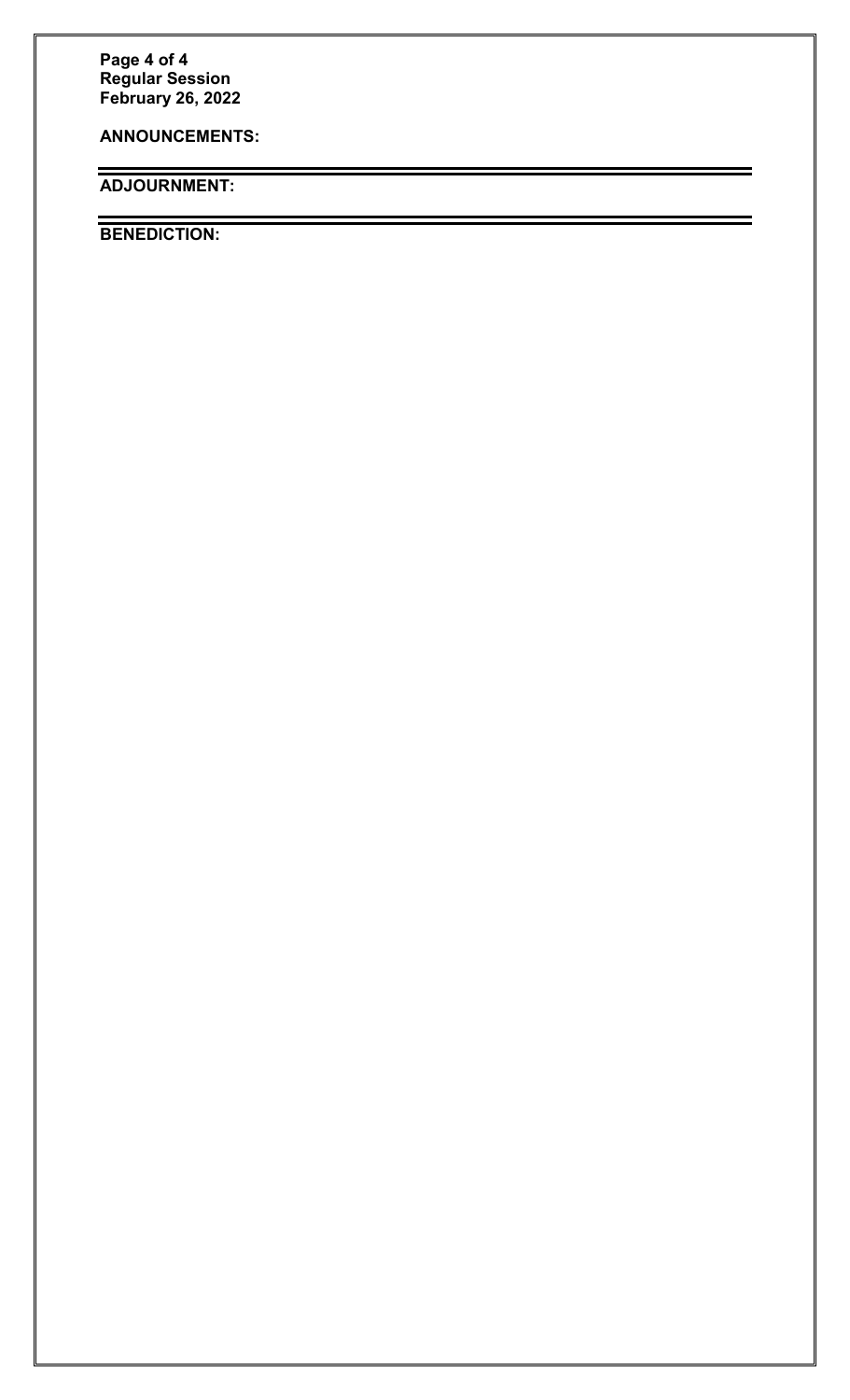**ANNOUNCEMENTS:**

---

**ADJOURNMENT:**

---

**BENEDICTION:**